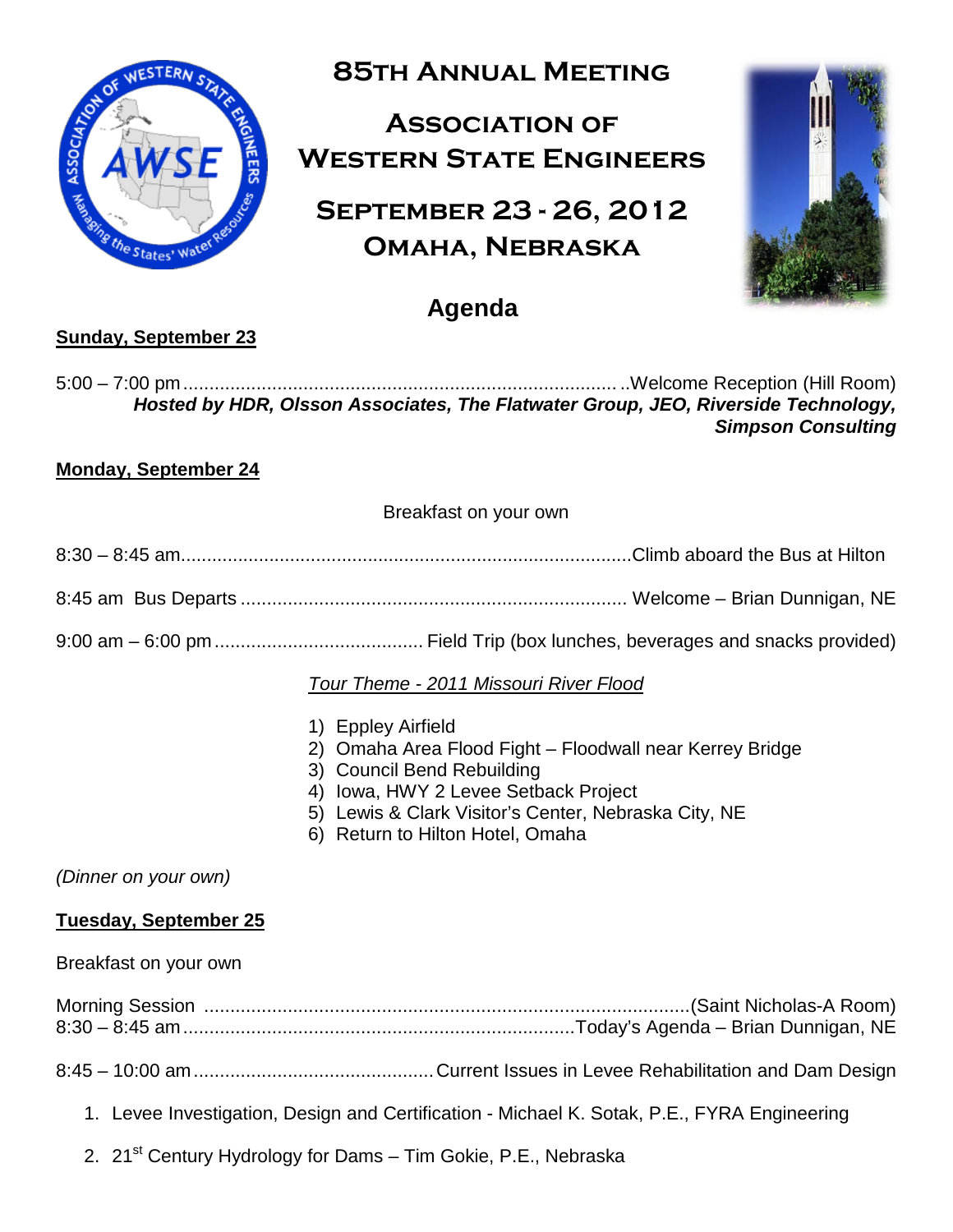# 85th Annual Meeting

# Association of Western State Engineers

# September 23 - 26, 2012
# Omaha, Nebraska

## Agenda

**Sunday, September 23**

5:00 – 7:00 pm ........................................................................ ..Welcome Reception (Hill Room)
***Hosted by HDR, Olsson Associates, The Flatwater Group, JEO, Riverside Technology, Simpson Consulting***

**Monday, September 24**

Breakfast on your own

8:30 – 8:45 am........................................................................Climb aboard the Bus at Hilton

8:45 am Bus Departs ........................................................................ Welcome – Brian Dunnigan, NE

9:00 am – 6:00 pm ........................................ Field Trip (box lunches, beverages and snacks provided)

*Tour Theme - 2011 Missouri River Flood*

1) Eppley Airfield
2) Omaha Area Flood Fight – Floodwall near Kerrey Bridge
3) Council Bend Rebuilding
4) Iowa, HWY 2 Levee Setback Project
5) Lewis & Clark Visitor's Center, Nebraska City, NE
6) Return to Hilton Hotel, Omaha

*(Dinner on your own)*

**Tuesday, September 25**

Breakfast on your own

Morning Session ........................................................................................(Saint Nicholas-A Room)
8:30 – 8:45 am ..........................................................................Today's Agenda – Brian Dunnigan, NE

8:45 – 10:00 am .............................................Current Issues in Levee Rehabilitation and Dam Design

1. Levee Investigation, Design and Certification - Michael K. Sotak, P.E., FYRA Engineering
2. 21st Century Hydrology for Dams – Tim Gokie, P.E., Nebraska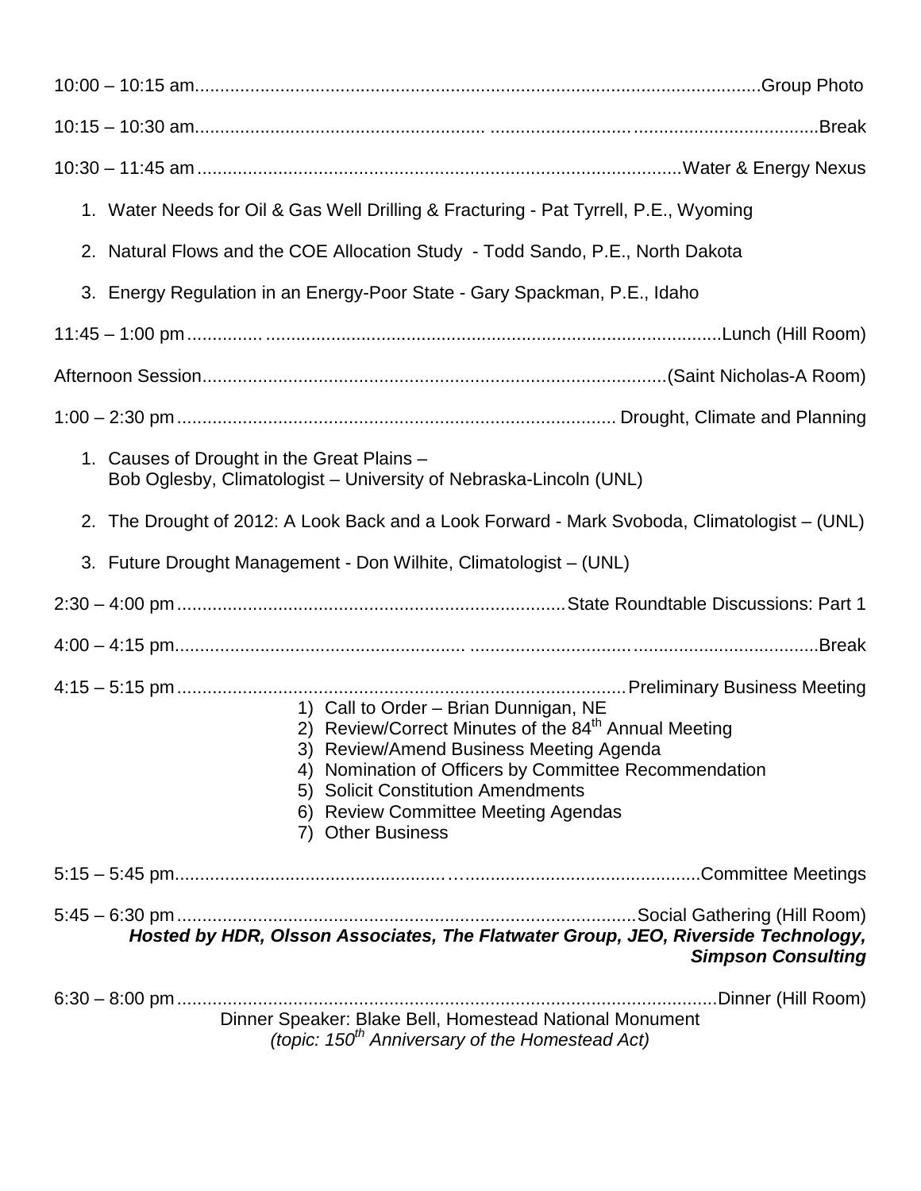10:00 – 10:15 am................................................................................................................Group Photo

10:15 – 10:30 am......................................................... ............................ ....................................Break

10:30 – 11:45 am ..............................................................................................Water & Energy Nexus

1. Water Needs for Oil & Gas Well Drilling & Fracturing - Pat Tyrrell, P.E., Wyoming
2. Natural Flows and the COE Allocation Study - Todd Sando, P.E., North Dakota
3. Energy Regulation in an Energy-Poor State - Gary Spackman, P.E., Idaho

11:45 – 1:00 pm............... .........................................................................................Lunch (Hill Room)

Afternoon Session...........................................................................................(Saint Nicholas-A Room)

1:00 – 2:30 pm ...................................................................................... Drought, Climate and Planning

1. Causes of Drought in the Great Plains – Bob Oglesby, Climatologist – University of Nebraska-Lincoln (UNL)
2. The Drought of 2012: A Look Back and a Look Forward - Mark Svoboda, Climatologist – (UNL)
3. Future Drought Management - Don Wilhite, Climatologist – (UNL)

2:30 – 4:00 pm ............................................................................State Roundtable Discussions: Part 1

4:00 – 4:15 pm....................................................... .................................. ....................................Break

4:15 – 5:15 pm ........................................................................................Preliminary Business Meeting

1) Call to Order – Brian Dunnigan, NE
2) Review/Correct Minutes of the 84th Annual Meeting
3) Review/Amend Business Meeting Agenda
4) Nomination of Officers by Committee Recommendation
5) Solicit Constitution Amendments
6) Review Committee Meeting Agendas
7) Other Business

5:15 – 5:45 pm..................................................…..............................................Committee Meetings

5:45 – 6:30 pm ..........................................................................................Social Gathering (Hill Room)

***Hosted by HDR, Olsson Associates, The Flatwater Group, JEO, Riverside Technology, Simpson Consulting***

6:30 – 8:00 pm ..........................................................................................................Dinner (Hill Room)

Dinner Speaker: Blake Bell, Homestead National Monument

*(topic: 150th Anniversary of the Homestead Act)*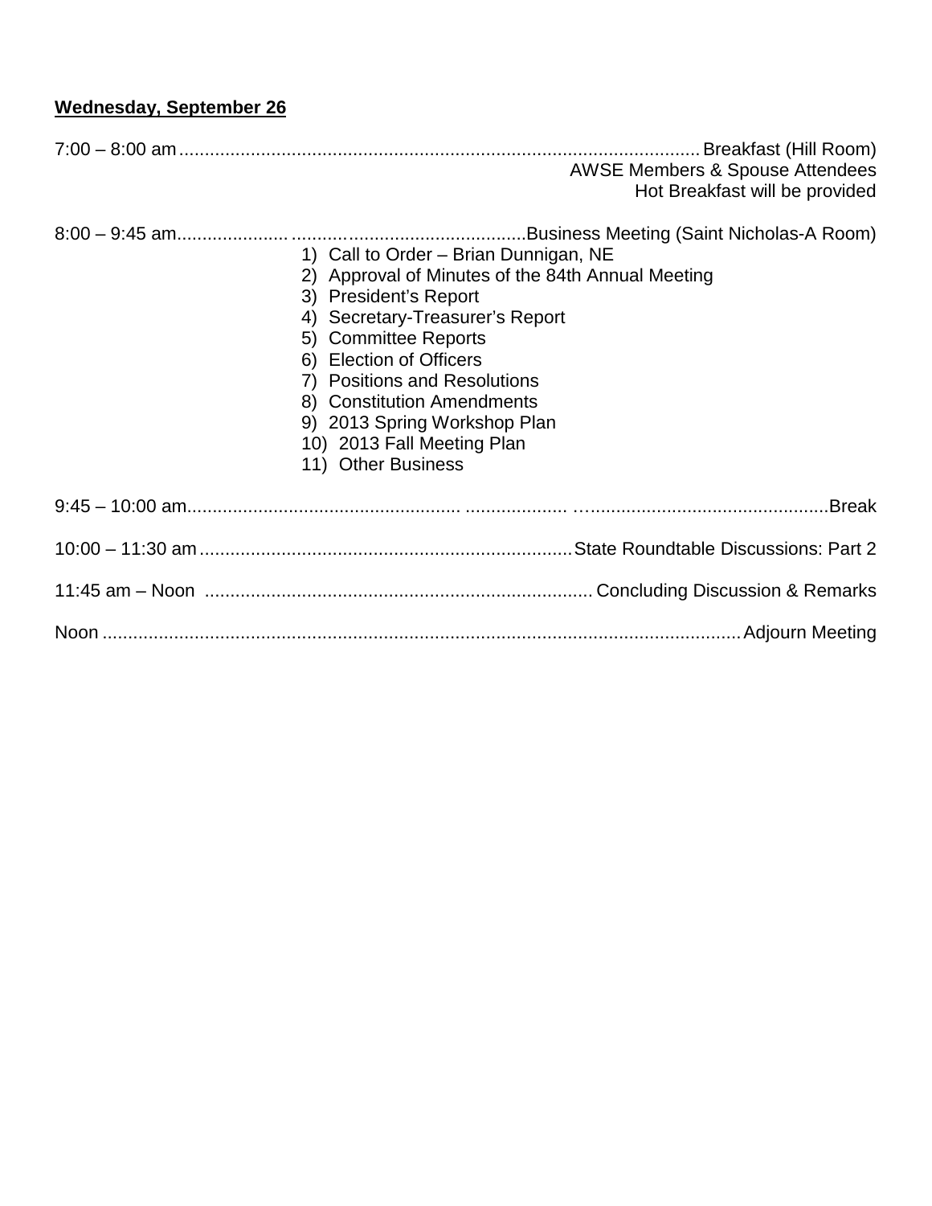**Wednesday, September 26**

7:00 – 8:00 am ........................................................................................................ Breakfast (Hill Room)
AWSE Members & Spouse Attendees
Hot Breakfast will be provided

8:00 – 9:45 am....................... ..............................................Business Meeting (Saint Nicholas-A Room)

1) Call to Order – Brian Dunnigan, NE
2) Approval of Minutes of the 84th Annual Meeting
3) President's Report
4) Secretary-Treasurer's Report
5) Committee Reports
6) Election of Officers
7) Positions and Resolutions
8) Constitution Amendments
9) 2013 Spring Workshop Plan
10) 2013 Fall Meeting Plan
11) Other Business

9:45 – 10:00 am..................................................... .................... …..............................................Break

10:00 – 11:30 am ........................................................................ State Roundtable Discussions: Part 2

11:45 am – Noon ........................................................................... Concluding Discussion & Remarks

Noon ............................................................................................................................ Adjourn Meeting